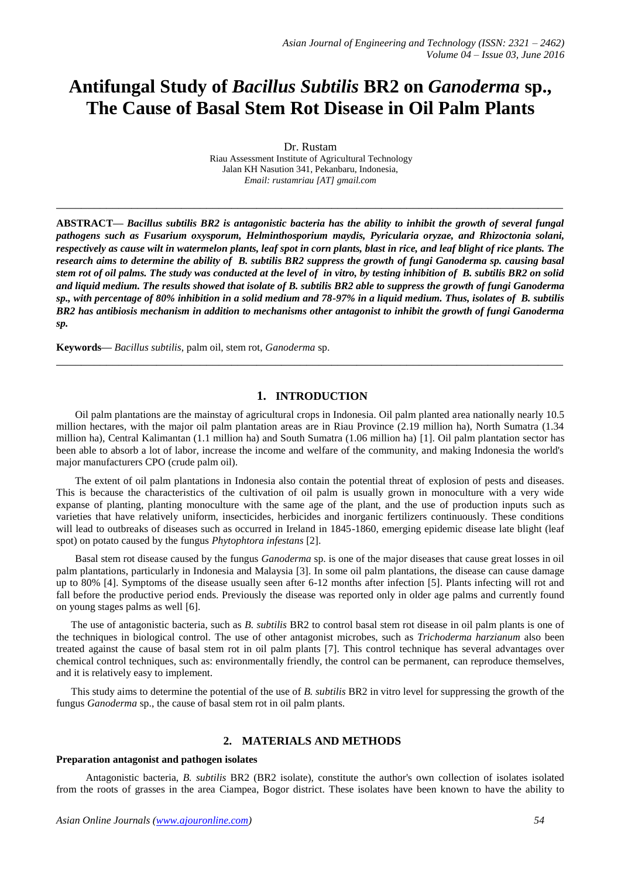# Antifungal Study of *Bacillus Subtilis* BR2 on *Ganoderma* sp., The Cause of Basal Stem Rot Disease in Oil Palm Plants

Dr. Rustam

Riau Assessment Institute of Agricultural Technology
Jalan KH Nasution 341, Pekanbaru, Indonesia,
*Email: rustamriau [AT] gmail.com*

---

**ABSTRACT—** ***Bacillus subtilis BR2 is antagonistic bacteria has the ability to inhibit the growth of several fungal pathogens such as Fusarium oxysporum, Helminthosporium maydis, Pyricularia oryzae, and Rhizoctonia solani, respectively as cause wilt in watermelon plants, leaf spot in corn plants, blast in rice, and leaf blight of rice plants. The research aims to determine the ability of B. subtilis BR2 suppress the growth of fungi Ganoderma sp. causing basal stem rot of oil palms. The study was conducted at the level of in vitro, by testing inhibition of B. subtilis BR2 on solid and liquid medium. The results showed that isolate of B. subtilis BR2 able to suppress the growth of fungi Ganoderma sp., with percentage of 80% inhibition in a solid medium and 78-97% in a liquid medium. Thus, isolates of B. subtilis BR2 has antibiosis mechanism in addition to mechanisms other antagonist to inhibit the growth of fungi Ganoderma sp.***

**Keywords—** *Bacillus subtilis*, palm oil, stem rot, *Ganoderma* sp.

---

## 1. INTRODUCTION

Oil palm plantations are the mainstay of agricultural crops in Indonesia. Oil palm planted area nationally nearly 10.5 million hectares, with the major oil palm plantation areas are in Riau Province (2.19 million ha), North Sumatra (1.34 million ha), Central Kalimantan (1.1 million ha) and South Sumatra (1.06 million ha) [1]. Oil palm plantation sector has been able to absorb a lot of labor, increase the income and welfare of the community, and making Indonesia the world's major manufacturers CPO (crude palm oil).

The extent of oil palm plantations in Indonesia also contain the potential threat of explosion of pests and diseases. This is because the characteristics of the cultivation of oil palm is usually grown in monoculture with a very wide expanse of planting, planting monoculture with the same age of the plant, and the use of production inputs such as varieties that have relatively uniform, insecticides, herbicides and inorganic fertilizers continuously. These conditions will lead to outbreaks of diseases such as occurred in Ireland in 1845-1860, emerging epidemic disease late blight (leaf spot) on potato caused by the fungus *Phytophtora infestans* [2].

Basal stem rot disease caused by the fungus *Ganoderma* sp. is one of the major diseases that cause great losses in oil palm plantations, particularly in Indonesia and Malaysia [3]. In some oil palm plantations, the disease can cause damage up to 80% [4]. Symptoms of the disease usually seen after 6-12 months after infection [5]. Plants infecting will rot and fall before the productive period ends. Previously the disease was reported only in older age palms and currently found on young stages palms as well [6].

The use of antagonistic bacteria, such as *B. subtilis* BR2 to control basal stem rot disease in oil palm plants is one of the techniques in biological control. The use of other antagonist microbes, such as *Trichoderma harzianum* also been treated against the cause of basal stem rot in oil palm plants [7]. This control technique has several advantages over chemical control techniques, such as: environmentally friendly, the control can be permanent, can reproduce themselves, and it is relatively easy to implement.

This study aims to determine the potential of the use of *B. subtilis* BR2 in vitro level for suppressing the growth of the fungus *Ganoderma* sp., the cause of basal stem rot in oil palm plants.

## 2. MATERIALS AND METHODS

**Preparation antagonist and pathogen isolates**

Antagonistic bacteria, *B. subtilis* BR2 (BR2 isolate), constitute the author's own collection of isolates isolated from the roots of grasses in the area Ciampea, Bogor district. These isolates have been known to have the ability to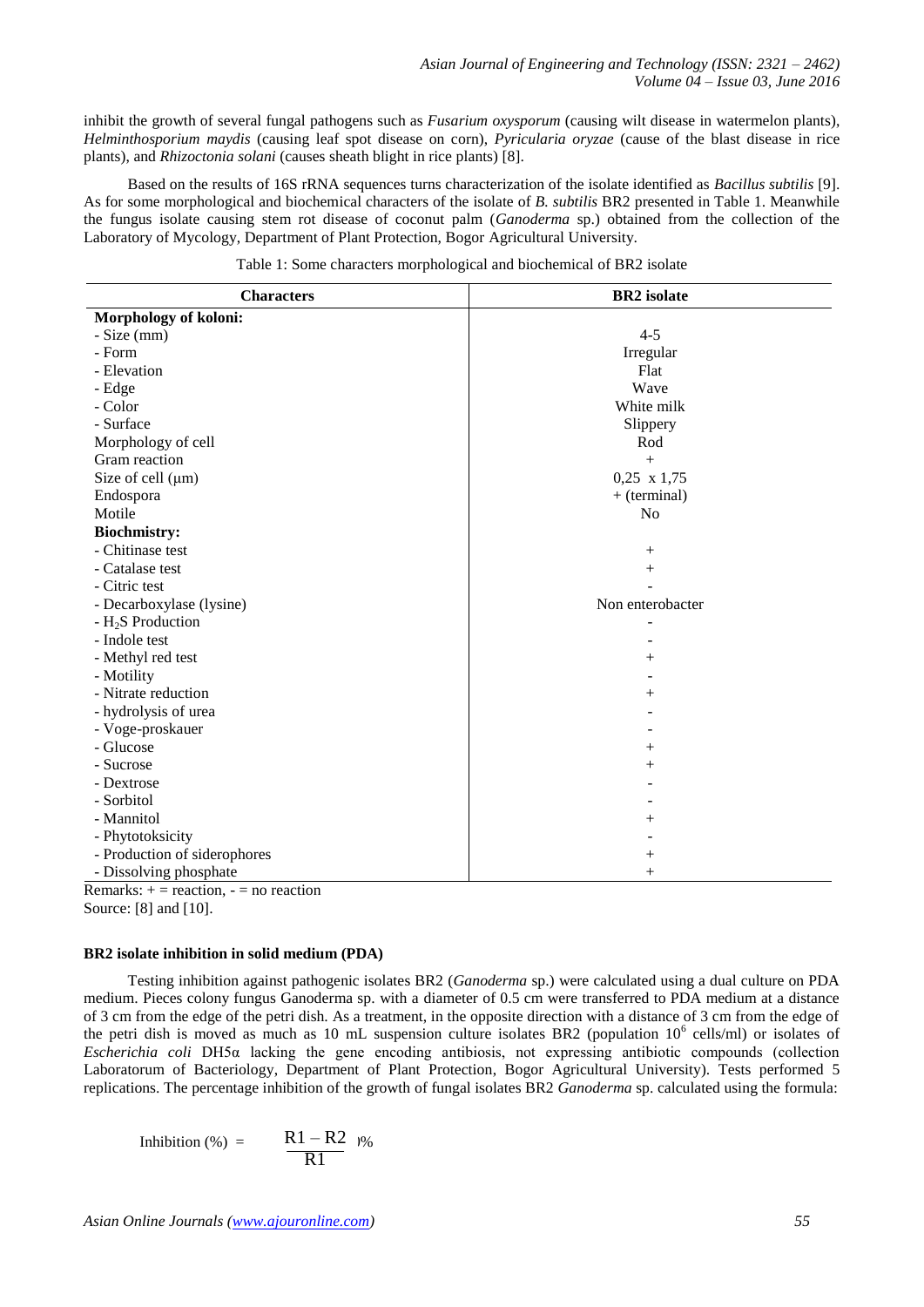inhibit the growth of several fungal pathogens such as *Fusarium oxysporum* (causing wilt disease in watermelon plants), *Helminthosporium maydis* (causing leaf spot disease on corn), *Pyricularia oryzae* (cause of the blast disease in rice plants), and *Rhizoctonia solani* (causes sheath blight in rice plants) [8].

Based on the results of 16S rRNA sequences turns characterization of the isolate identified as *Bacillus subtilis* [9]. As for some morphological and biochemical characters of the isolate of *B. subtilis* BR2 presented in Table 1. Meanwhile the fungus isolate causing stem rot disease of coconut palm (*Ganoderma* sp.) obtained from the collection of the Laboratory of Mycology, Department of Plant Protection, Bogor Agricultural University.

Table 1: Some characters morphological and biochemical of BR2 isolate

| Characters | BR2 isolate |
|---|---|
| **Morphology of koloni:** | |
| - Size (mm) | 4-5 |
| - Form | Irregular |
| - Elevation | Flat |
| - Edge | Wave |
| - Color | White milk |
| - Surface | Slippery |
| Morphology of cell | Rod |
| Gram reaction | + |
| Size of cell (μm) | 0,25 x 1,75 |
| Endospora | + (terminal) |
| Motile | No |
| **Biochmistry:** | |
| - Chitinase test | + |
| - Catalase test | + |
| - Citric test | - |
| - Decarboxylase (lysine) | Non enterobacter |
| - $H_2S$ Production | - |
| - Indole test | - |
| - Methyl red test | + |
| - Motility | - |
| - Nitrate reduction | + |
| - hydrolysis of urea | - |
| - Voge-proskauer | - |
| - Glucose | + |
| - Sucrose | + |
| - Dextrose | - |
| - Sorbitol | - |
| - Mannitol | + |
| - Phytotoksicity | - |
| - Production of siderophores | + |
| - Dissolving phosphate | + |

Remarks: + = reaction, - = no reaction

Source: [8] and [10].

### BR2 isolate inhibition in solid medium (PDA)

Testing inhibition against pathogenic isolates BR2 (*Ganoderma* sp.) were calculated using a dual culture on PDA medium. Pieces colony fungus Ganoderma sp. with a diameter of 0.5 cm were transferred to PDA medium at a distance of 3 cm from the edge of the petri dish. As a treatment, in the opposite direction with a distance of 3 cm from the edge of the petri dish is moved as much as 10 mL suspension culture isolates BR2 (population $10^6$ cells/ml) or isolates of *Escherichia coli* DH5α lacking the gene encoding antibiosis, not expressing antibiotic compounds (collection Laboratorum of Bacteriology, Department of Plant Protection, Bogor Agricultural University). Tests performed 5 replications. The percentage inhibition of the growth of fungal isolates BR2 *Ganoderma* sp. calculated using the formula:

$$\text{Inhibition (\%)} = \frac{R1 - R2}{R1} \%$$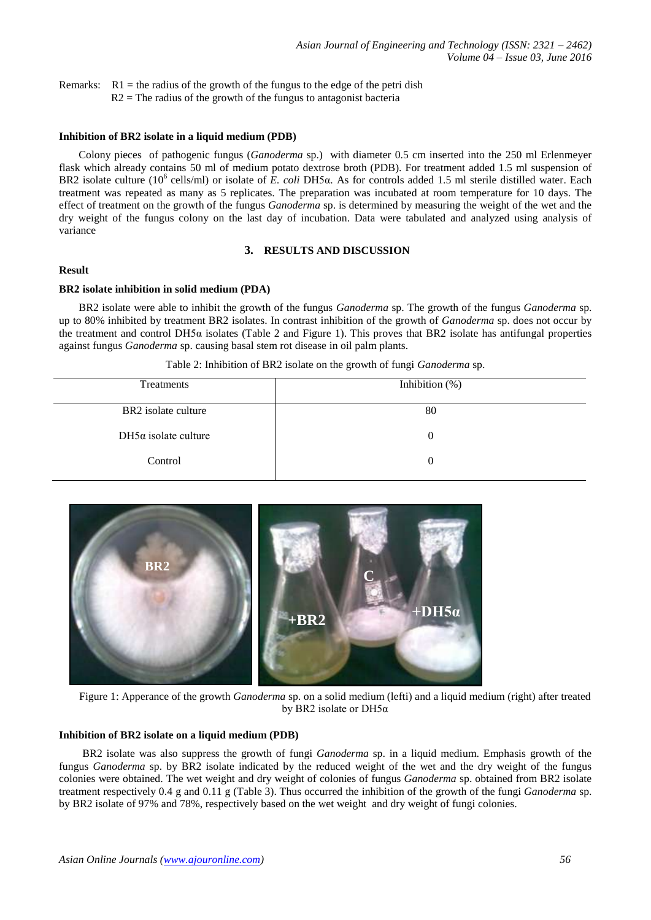Remarks: R1 = the radius of the growth of the fungus to the edge of the petri dish
R2 = The radius of the growth of the fungus to antagonist bacteria

#### Inhibition of BR2 isolate in a liquid medium (PDB)

Colony pieces of pathogenic fungus (*Ganoderma* sp.) with diameter 0.5 cm inserted into the 250 ml Erlenmeyer flask which already contains 50 ml of medium potato dextrose broth (PDB). For treatment added 1.5 ml suspension of BR2 isolate culture ($10^6$ cells/ml) or isolate of *E. coli* DH5α. As for controls added 1.5 ml sterile distilled water. Each treatment was repeated as many as 5 replicates. The preparation was incubated at room temperature for 10 days. The effect of treatment on the growth of the fungus *Ganoderma* sp. is determined by measuring the weight of the wet and the dry weight of the fungus colony on the last day of incubation. Data were tabulated and analyzed using analysis of variance

## 3. RESULTS AND DISCUSSION

### Result

#### BR2 isolate inhibition in solid medium (PDA)

BR2 isolate were able to inhibit the growth of the fungus *Ganoderma* sp. The growth of the fungus *Ganoderma* sp. up to 80% inhibited by treatment BR2 isolates. In contrast inhibition of the growth of *Ganoderma* sp. does not occur by the treatment and control DH5α isolates (Table 2 and Figure 1). This proves that BR2 isolate has antifungal properties against fungus *Ganoderma* sp. causing basal stem rot disease in oil palm plants.

Table 2: Inhibition of BR2 isolate on the growth of fungi *Ganoderma* sp.

| Treatments | Inhibition (%) |
|---|---|
| BR2 isolate culture | 80 |
| DH5α isolate culture | 0 |
| Control | 0 |

Figure 1: Apperance of the growth *Ganoderma* sp. on a solid medium (lefti) and a liquid medium (right) after treated by BR2 isolate or DH5α

#### Inhibition of BR2 isolate on a liquid medium (PDB)

BR2 isolate was also suppress the growth of fungi *Ganoderma* sp. in a liquid medium. Emphasis growth of the fungus *Ganoderma* sp. by BR2 isolate indicated by the reduced weight of the wet and the dry weight of the fungus colonies were obtained. The wet weight and dry weight of colonies of fungus *Ganoderma* sp. obtained from BR2 isolate treatment respectively 0.4 g and 0.11 g (Table 3). Thus occurred the inhibition of the growth of the fungi *Ganoderma* sp. by BR2 isolate of 97% and 78%, respectively based on the wet weight and dry weight of fungi colonies.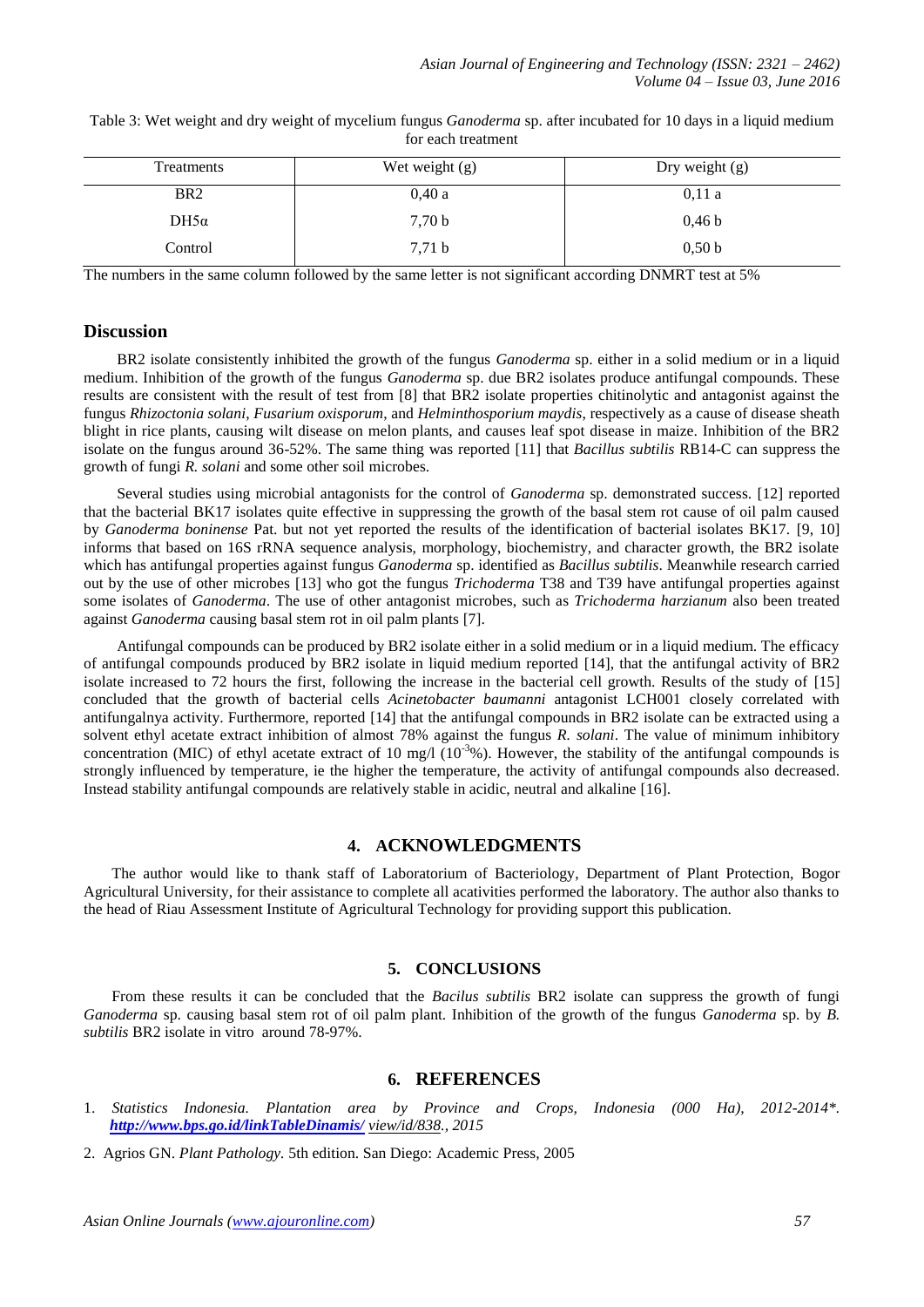Table 3: Wet weight and dry weight of mycelium fungus *Ganoderma* sp. after incubated for 10 days in a liquid medium for each treatment

| Treatments | Wet weight (g) | Dry weight (g) |
|---|---|---|
| BR2 | 0,40 a | 0,11 a |
| DH5α | 7,70 b | 0,46 b |
| Control | 7,71 b | 0,50 b |

The numbers in the same column followed by the same letter is not significant according DNMRT test at 5%

## Discussion

BR2 isolate consistently inhibited the growth of the fungus *Ganoderma* sp. either in a solid medium or in a liquid medium. Inhibition of the growth of the fungus *Ganoderma* sp. due BR2 isolates produce antifungal compounds. These results are consistent with the result of test from [8] that BR2 isolate properties chitinolytic and antagonist against the fungus *Rhizoctonia solani*, *Fusarium oxisporum*, and *Helminthosporium maydis*, respectively as a cause of disease sheath blight in rice plants, causing wilt disease on melon plants, and causes leaf spot disease in maize. Inhibition of the BR2 isolate on the fungus around 36-52%. The same thing was reported [11] that *Bacillus subtilis* RB14-C can suppress the growth of fungi *R. solani* and some other soil microbes.

Several studies using microbial antagonists for the control of *Ganoderma* sp. demonstrated success. [12] reported that the bacterial BK17 isolates quite effective in suppressing the growth of the basal stem rot cause of oil palm caused by *Ganoderma boninense* Pat. but not yet reported the results of the identification of bacterial isolates BK17. [9, 10] informs that based on 16S rRNA sequence analysis, morphology, biochemistry, and character growth, the BR2 isolate which has antifungal properties against fungus *Ganoderma* sp. identified as *Bacillus subtilis*. Meanwhile research carried out by the use of other microbes [13] who got the fungus *Trichoderma* T38 and T39 have antifungal properties against some isolates of *Ganoderma*. The use of other antagonist microbes, such as *Trichoderma harzianum* also been treated against *Ganoderma* causing basal stem rot in oil palm plants [7].

Antifungal compounds can be produced by BR2 isolate either in a solid medium or in a liquid medium. The efficacy of antifungal compounds produced by BR2 isolate in liquid medium reported [14], that the antifungal activity of BR2 isolate increased to 72 hours the first, following the increase in the bacterial cell growth. Results of the study of [15] concluded that the growth of bacterial cells *Acinetobacter baumanni* antagonist LCH001 closely correlated with antifungalnya activity. Furthermore, reported [14] that the antifungal compounds in BR2 isolate can be extracted using a solvent ethyl acetate extract inhibition of almost 78% against the fungus *R. solani*. The value of minimum inhibitory concentration (MIC) of ethyl acetate extract of 10 mg/l ($10^{-3}$%). However, the stability of the antifungal compounds is strongly influenced by temperature, ie the higher the temperature, the activity of antifungal compounds also decreased. Instead stability antifungal compounds are relatively stable in acidic, neutral and alkaline [16].

## 4. ACKNOWLEDGMENTS

The author would like to thank staff of Laboratorium of Bacteriology, Department of Plant Protection, Bogor Agricultural University, for their assistance to complete all acativities performed the laboratory. The author also thanks to the head of Riau Assessment Institute of Agricultural Technology for providing support this publication.

## 5. CONCLUSIONS

From these results it can be concluded that the *Bacilus subtilis* BR2 isolate can suppress the growth of fungi *Ganoderma* sp. causing basal stem rot of oil palm plant. Inhibition of the growth of the fungus *Ganoderma* sp. by *B. subtilis* BR2 isolate in vitro around 78-97%.

## 6. REFERENCES

1. *Statistics Indonesia. Plantation area by Province and Crops, Indonesia (000 Ha), 2012-2014\*. http://www.bps.go.id/linkTableDinamis/ view/id/838., 2015*
2. Agrios GN. *Plant Pathology.* 5th edition. San Diego: Academic Press, 2005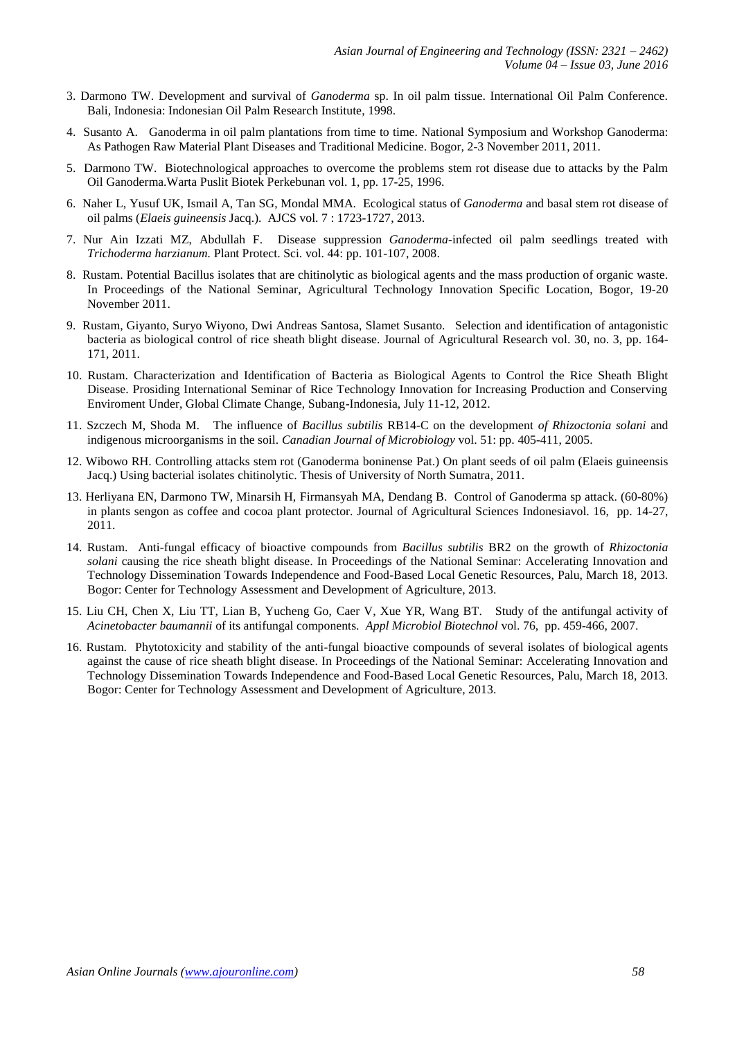3. Darmono TW. Development and survival of *Ganoderma* sp. In oil palm tissue. International Oil Palm Conference. Bali, Indonesia: Indonesian Oil Palm Research Institute, 1998.

4. Susanto A. Ganoderma in oil palm plantations from time to time. National Symposium and Workshop Ganoderma: As Pathogen Raw Material Plant Diseases and Traditional Medicine. Bogor, 2-3 November 2011, 2011.

5. Darmono TW. Biotechnological approaches to overcome the problems stem rot disease due to attacks by the Palm Oil Ganoderma.Warta Puslit Biotek Perkebunan vol. 1, pp. 17-25, 1996.

6. Naher L, Yusuf UK, Ismail A, Tan SG, Mondal MMA. Ecological status of *Ganoderma* and basal stem rot disease of oil palms (*Elaeis guineensis* Jacq.). AJCS vol. 7 : 1723-1727, 2013.

7. Nur Ain Izzati MZ, Abdullah F. Disease suppression *Ganoderma*-infected oil palm seedlings treated with *Trichoderma harzianum.* Plant Protect. Sci. vol. 44: pp. 101-107, 2008.

8. Rustam. Potential Bacillus isolates that are chitinolytic as biological agents and the mass production of organic waste. In Proceedings of the National Seminar, Agricultural Technology Innovation Specific Location, Bogor, 19-20 November 2011.

9. Rustam, Giyanto, Suryo Wiyono, Dwi Andreas Santosa, Slamet Susanto. Selection and identification of antagonistic bacteria as biological control of rice sheath blight disease. Journal of Agricultural Research vol. 30, no. 3, pp. 164-171, 2011.

10. Rustam. Characterization and Identification of Bacteria as Biological Agents to Control the Rice Sheath Blight Disease. Prosiding International Seminar of Rice Technology Innovation for Increasing Production and Conserving Enviroment Under, Global Climate Change, Subang-Indonesia, July 11-12, 2012.

11. Szczech M, Shoda M. The influence of *Bacillus subtilis* RB14-C on the development *of Rhizoctonia solani* and indigenous microorganisms in the soil. *Canadian Journal of Microbiology* vol. 51: pp. 405-411, 2005.

12. Wibowo RH. Controlling attacks stem rot (Ganoderma boninense Pat.) On plant seeds of oil palm (Elaeis guineensis Jacq.) Using bacterial isolates chitinolytic. Thesis of University of North Sumatra, 2011.

13. Herliyana EN, Darmono TW, Minarsih H, Firmansyah MA, Dendang B. Control of Ganoderma sp attack. (60-80%) in plants sengon as coffee and cocoa plant protector. Journal of Agricultural Sciences Indonesiavol. 16, pp. 14-27, 2011.

14. Rustam. Anti-fungal efficacy of bioactive compounds from *Bacillus subtilis* BR2 on the growth of *Rhizoctonia solani* causing the rice sheath blight disease. In Proceedings of the National Seminar: Accelerating Innovation and Technology Dissemination Towards Independence and Food-Based Local Genetic Resources, Palu, March 18, 2013. Bogor: Center for Technology Assessment and Development of Agriculture, 2013.

15. Liu CH, Chen X, Liu TT, Lian B, Yucheng Go, Caer V, Xue YR, Wang BT. Study of the antifungal activity of *Acinetobacter baumannii* of its antifungal components. *Appl Microbiol Biotechnol* vol. 76, pp. 459-466, 2007.

16. Rustam. Phytotoxicity and stability of the anti-fungal bioactive compounds of several isolates of biological agents against the cause of rice sheath blight disease. In Proceedings of the National Seminar: Accelerating Innovation and Technology Dissemination Towards Independence and Food-Based Local Genetic Resources, Palu, March 18, 2013. Bogor: Center for Technology Assessment and Development of Agriculture, 2013.